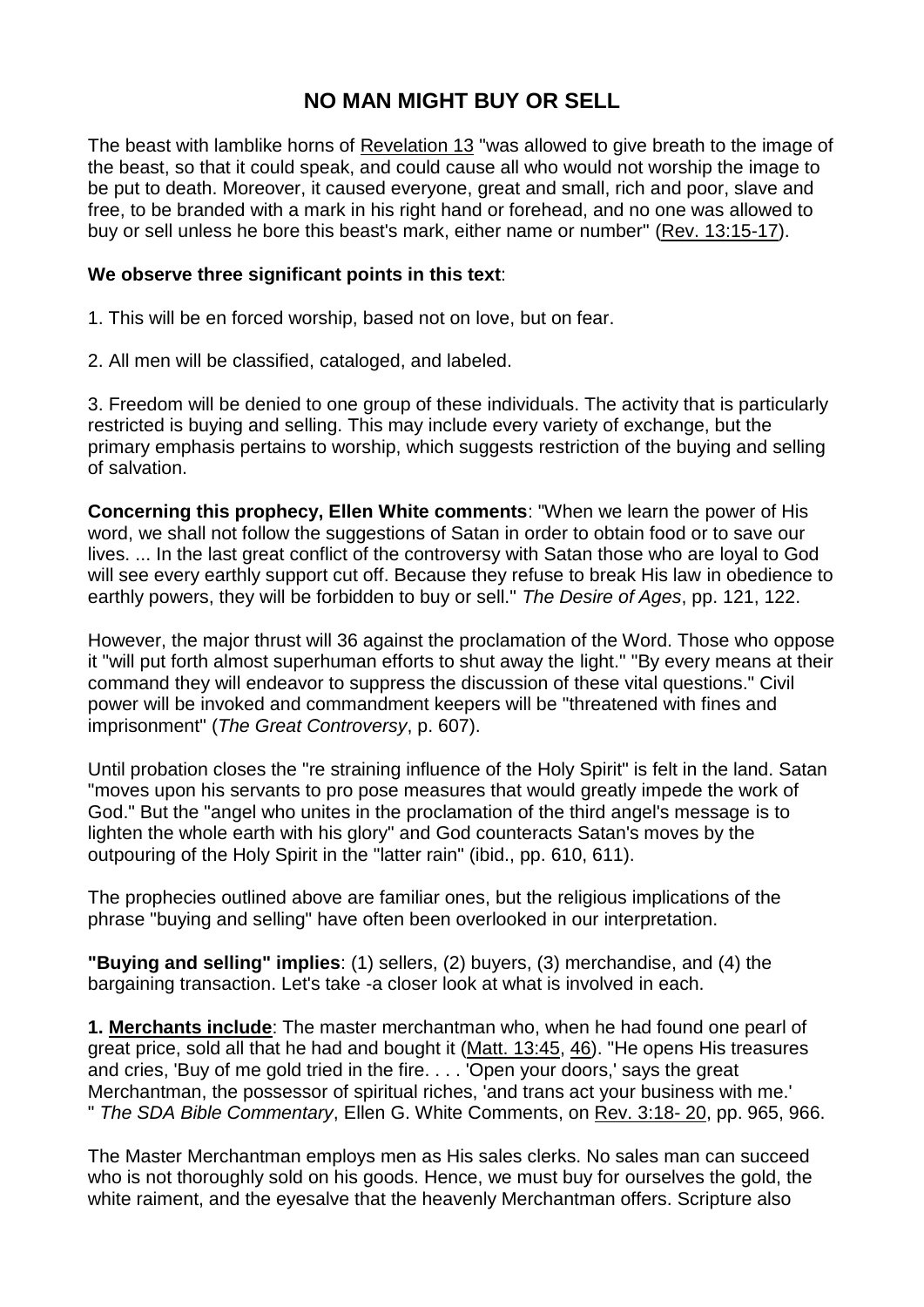# NO MAN MIGHT BUY OR SELL

The beast with lamblike horns of Revelation 13 "was allowed to give breath to the image of the beast, so that it could speak, and could cause all who would not worship the image to be put to death. Moreover, it caused everyone, great and small, rich and poor, slave and free, to be branded with a mark in his right hand or forehead, and no one was allowed to buy or sell unless he bore this beast's mark, either name or number" (Rev. 13:15-17).

**We observe three significant points in this text**:

1. This will be en forced worship, based not on love, but on fear.

2. All men will be classified, cataloged, and labeled.

3. Freedom will be denied to one group of these individuals. The activity that is particularly restricted is buying and selling. This may include every variety of exchange, but the primary emphasis pertains to worship, which suggests restriction of the buying and selling of salvation.

**Concerning this prophecy, Ellen White comments**: "When we learn the power of His word, we shall not follow the suggestions of Satan in order to obtain food or to save our lives. ... In the last great conflict of the controversy with Satan those who are loyal to God will see every earthly support cut off. Because they refuse to break His law in obedience to earthly powers, they will be forbidden to buy or sell." *The Desire of Ages*, pp. 121, 122.

However, the major thrust will 36 against the proclamation of the Word. Those who oppose it "will put forth almost superhuman efforts to shut away the light." "By every means at their command they will endeavor to suppress the discussion of these vital questions." Civil power will be invoked and commandment keepers will be "threatened with fines and imprisonment" (*The Great Controversy*, p. 607).

Until probation closes the "re straining influence of the Holy Spirit" is felt in the land. Satan "moves upon his servants to pro pose measures that would greatly impede the work of God." But the "angel who unites in the proclamation of the third angel's message is to lighten the whole earth with his glory" and God counteracts Satan's moves by the outpouring of the Holy Spirit in the "latter rain" (ibid., pp. 610, 611).

The prophecies outlined above are familiar ones, but the religious implications of the phrase "buying and selling" have often been overlooked in our interpretation.

**"Buying and selling" implies**: (1) sellers, (2) buyers, (3) merchandise, and (4) the bargaining transaction. Let's take -a closer look at what is involved in each.

**1. Merchants include**: The master merchantman who, when he had found one pearl of great price, sold all that he had and bought it (Matt. 13:45, 46). "He opens His treasures and cries, 'Buy of me gold tried in the fire. . . . 'Open your doors,' says the great Merchantman, the possessor of spiritual riches, 'and trans act your business with me.' " *The SDA Bible Commentary*, Ellen G. White Comments, on Rev. 3:18- 20, pp. 965, 966.

The Master Merchantman employs men as His sales clerks. No sales man can succeed who is not thoroughly sold on his goods. Hence, we must buy for ourselves the gold, the white raiment, and the eyesalve that the heavenly Merchantman offers. Scripture also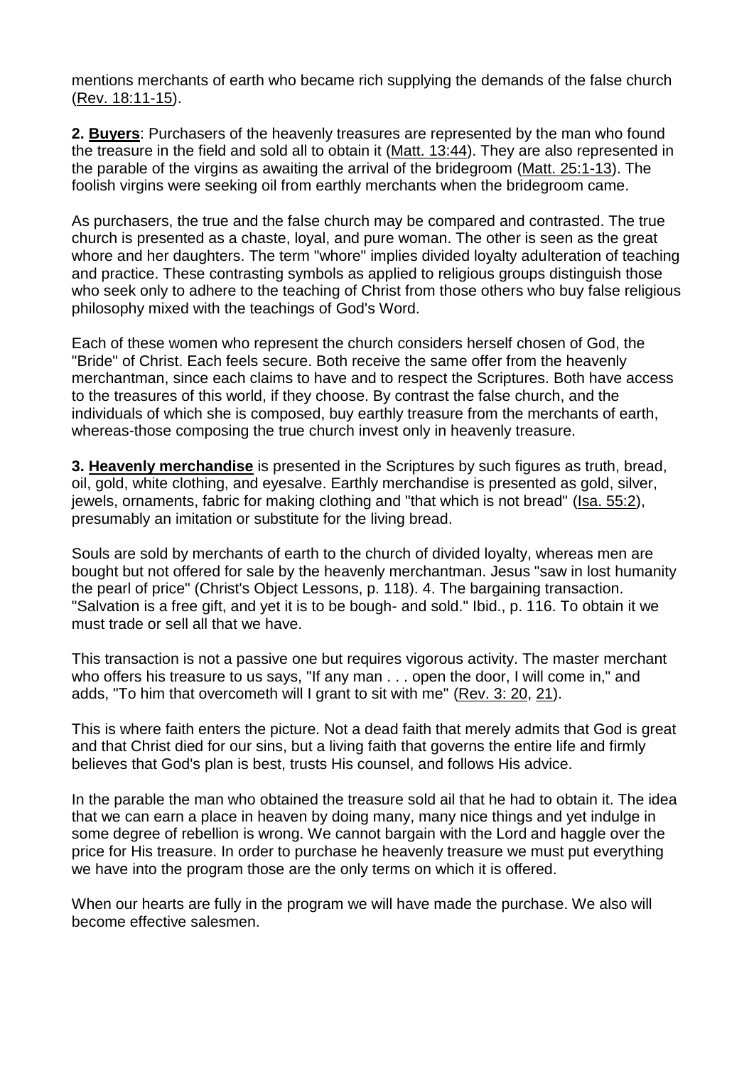mentions merchants of earth who became rich supplying the demands of the false church (Rev. 18:11-15).

**2. Buyers**: Purchasers of the heavenly treasures are represented by the man who found the treasure in the field and sold all to obtain it (Matt. 13:44). They are also represented in the parable of the virgins as awaiting the arrival of the bridegroom (Matt. 25:1-13). The foolish virgins were seeking oil from earthly merchants when the bridegroom came.

As purchasers, the true and the false church may be compared and contrasted. The true church is presented as a chaste, loyal, and pure woman. The other is seen as the great whore and her daughters. The term "whore" implies divided loyalty adulteration of teaching and practice. These contrasting symbols as applied to religious groups distinguish those who seek only to adhere to the teaching of Christ from those others who buy false religious philosophy mixed with the teachings of God's Word.

Each of these women who represent the church considers herself chosen of God, the "Bride" of Christ. Each feels secure. Both receive the same offer from the heavenly merchantman, since each claims to have and to respect the Scriptures. Both have access to the treasures of this world, if they choose. By contrast the false church, and the individuals of which she is composed, buy earthly treasure from the merchants of earth, whereas-those composing the true church invest only in heavenly treasure.

**3. Heavenly merchandise** is presented in the Scriptures by such figures as truth, bread, oil, gold, white clothing, and eyesalve. Earthly merchandise is presented as gold, silver, jewels, ornaments, fabric for making clothing and "that which is not bread" (Isa. 55:2), presumably an imitation or substitute for the living bread.

Souls are sold by merchants of earth to the church of divided loyalty, whereas men are bought but not offered for sale by the heavenly merchantman. Jesus "saw in lost humanity the pearl of price" (Christ's Object Lessons, p. 118). 4. The bargaining transaction. "Salvation is a free gift, and yet it is to be bough- and sold." Ibid., p. 116. To obtain it we must trade or sell all that we have.

This transaction is not a passive one but requires vigorous activity. The master merchant who offers his treasure to us says, "If any man . . . open the door, I will come in," and adds, "To him that overcometh will I grant to sit with me" (Rev. 3: 20, 21).

This is where faith enters the picture. Not a dead faith that merely admits that God is great and that Christ died for our sins, but a living faith that governs the entire life and firmly believes that God's plan is best, trusts His counsel, and follows His advice.

In the parable the man who obtained the treasure sold ail that he had to obtain it. The idea that we can earn a place in heaven by doing many, many nice things and yet indulge in some degree of rebellion is wrong. We cannot bargain with the Lord and haggle over the price for His treasure. In order to purchase he heavenly treasure we must put everything we have into the program those are the only terms on which it is offered.

When our hearts are fully in the program we will have made the purchase. We also will become effective salesmen.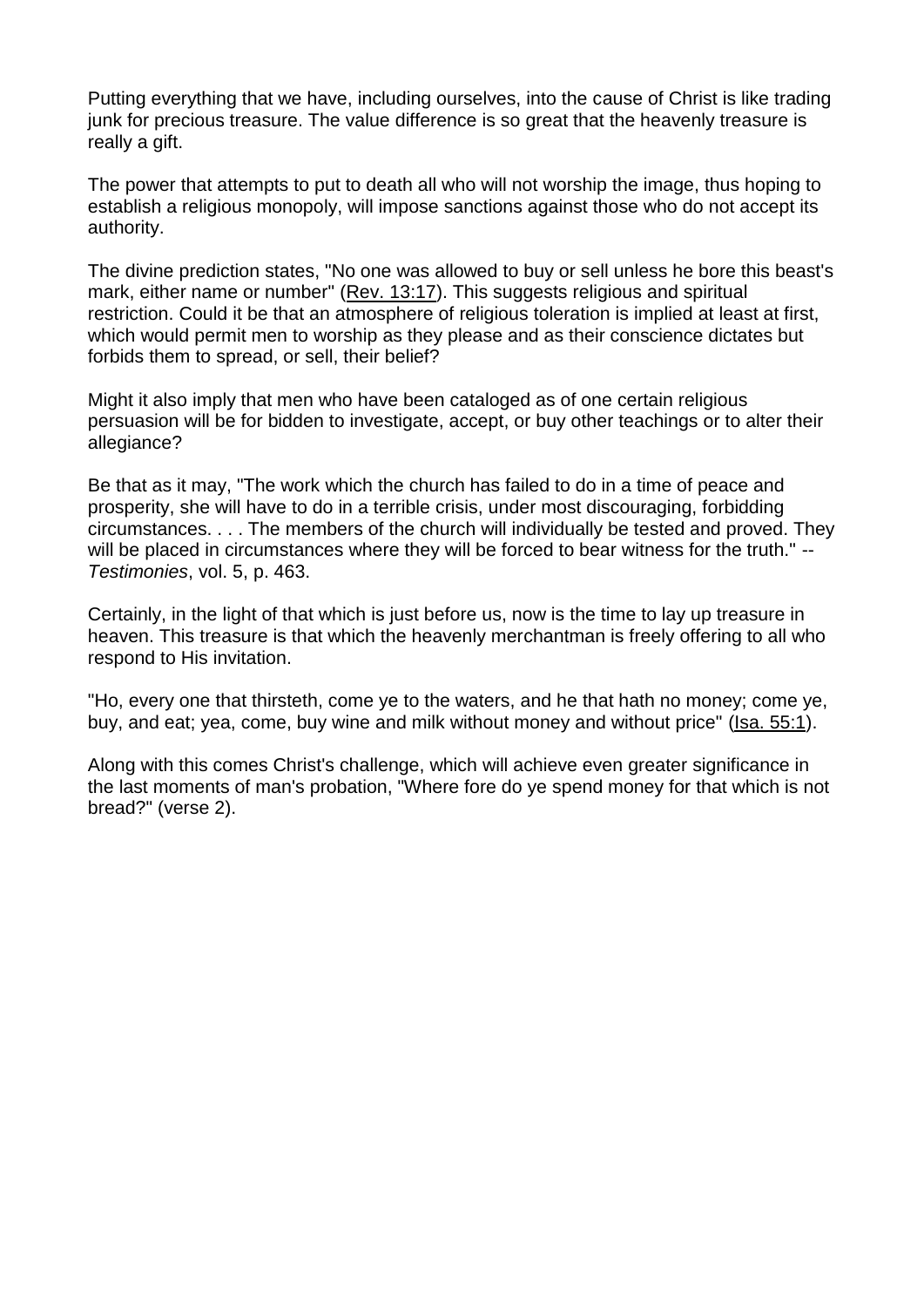Putting everything that we have, including ourselves, into the cause of Christ is like trading junk for precious treasure. The value difference is so great that the heavenly treasure is really a gift.

The power that attempts to put to death all who will not worship the image, thus hoping to establish a religious monopoly, will impose sanctions against those who do not accept its authority.

The divine prediction states, "No one was allowed to buy or sell unless he bore this beast's mark, either name or number" (Rev. 13:17). This suggests religious and spiritual restriction. Could it be that an atmosphere of religious toleration is implied at least at first, which would permit men to worship as they please and as their conscience dictates but forbids them to spread, or sell, their belief?

Might it also imply that men who have been cataloged as of one certain religious persuasion will be for bidden to investigate, accept, or buy other teachings or to alter their allegiance?

Be that as it may, "The work which the church has failed to do in a time of peace and prosperity, she will have to do in a terrible crisis, under most discouraging, forbidding circumstances. . . . The members of the church will individually be tested and proved. They will be placed in circumstances where they will be forced to bear witness for the truth." -- *Testimonies*, vol. 5, p. 463.

Certainly, in the light of that which is just before us, now is the time to lay up treasure in heaven. This treasure is that which the heavenly merchantman is freely offering to all who respond to His invitation.

"Ho, every one that thirsteth, come ye to the waters, and he that hath no money; come ye, buy, and eat; yea, come, buy wine and milk without money and without price" (Isa. 55:1).

Along with this comes Christ's challenge, which will achieve even greater significance in the last moments of man's probation, "Where fore do ye spend money for that which is not bread?" (verse 2).